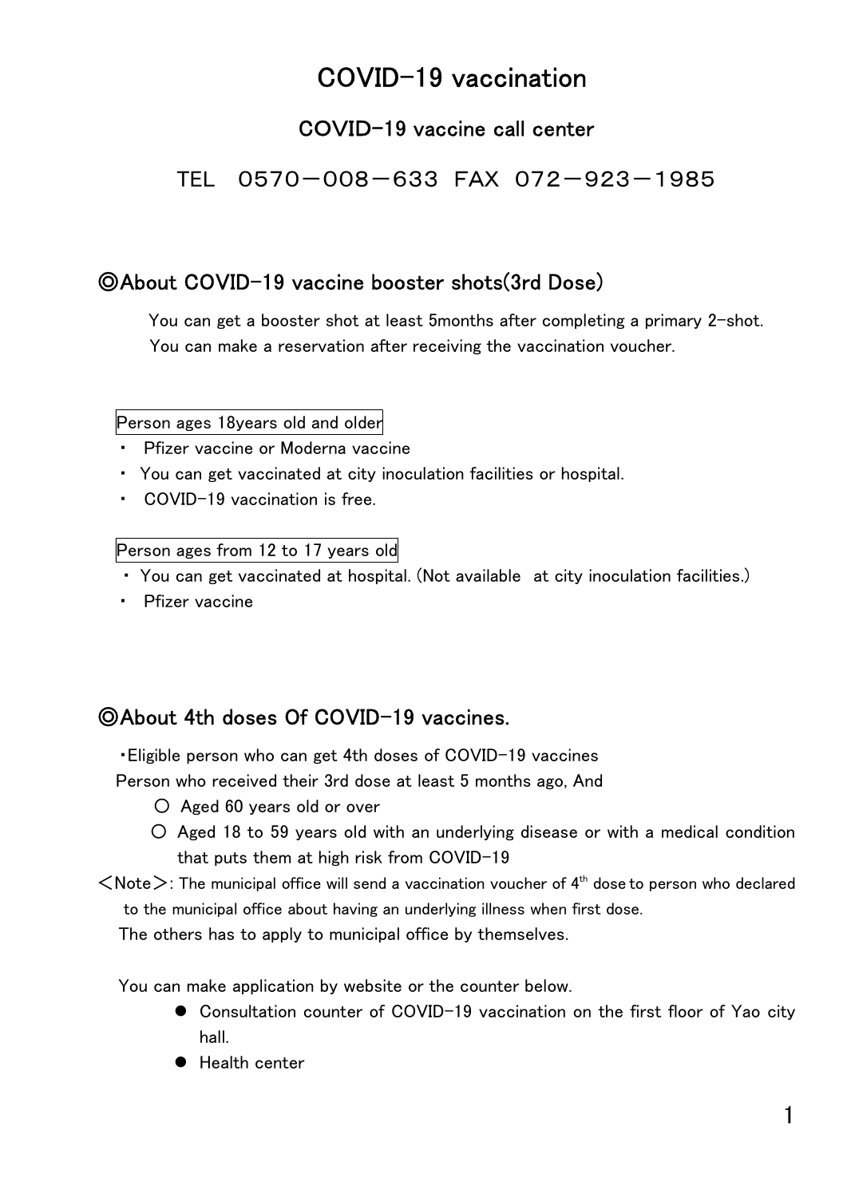# COVID-19 vaccination

## COVID-19 vaccine call center

TEL　0570－008－633　FAX　072－923－1985

## ◎About COVID-19 vaccine booster shots(3rd Dose)

You can get a booster shot at least 5months after completing a primary 2-shot.
You can make a reservation after receiving the vaccination voucher.

**Person ages 18years old and older**

- Pfizer vaccine or Moderna vaccine
- You can get vaccinated at city inoculation facilities or hospital.
- COVID-19 vaccination is free.

**Person ages from 12 to 17 years old**

- You can get vaccinated at hospital. (Not available at city inoculation facilities.)
- Pfizer vaccine

## ◎About 4th doses Of COVID-19 vaccines.

・Eligible person who can get 4th doses of COVID-19 vaccines

Person who received their 3rd dose at least 5 months ago, And

- ○ Aged 60 years old or over
- ○ Aged 18 to 59 years old with an underlying disease or with a medical condition that puts them at high risk from COVID-19

＜Note＞: The municipal office will send a vaccination voucher of 4th dose to person who declared to the municipal office about having an underlying illness when first dose.

The others has to apply to municipal office by themselves.

You can make application by website or the counter below.

- Consultation counter of COVID-19 vaccination on the first floor of Yao city hall.
- Health center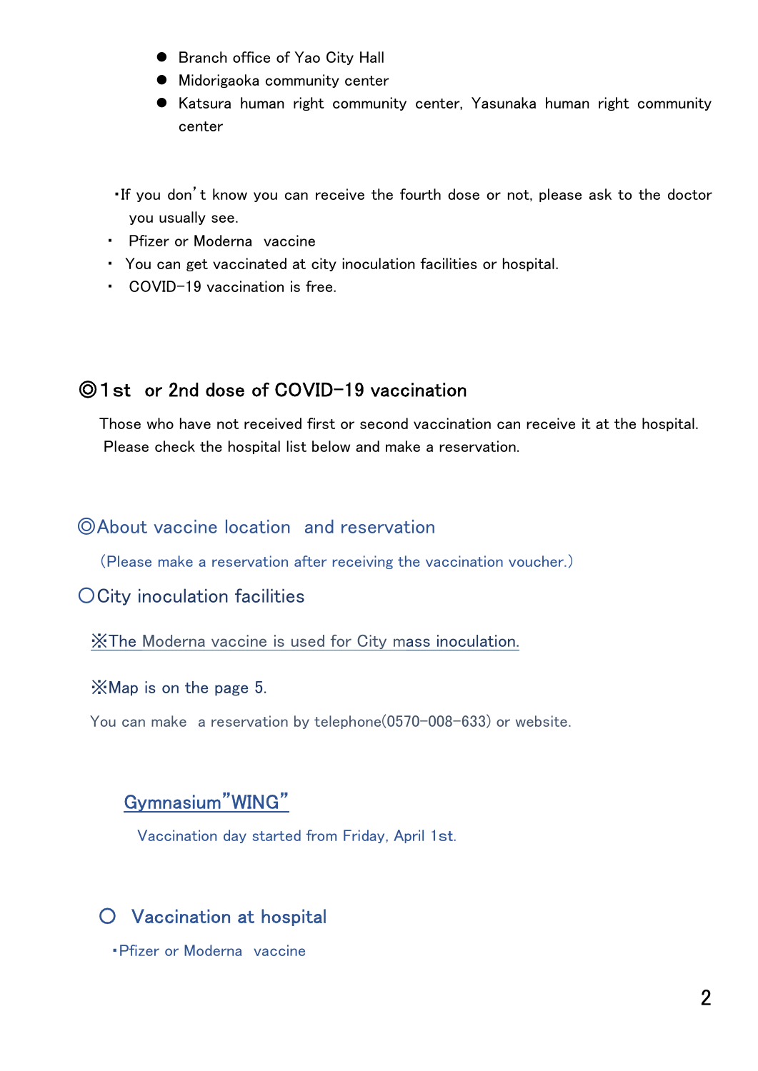- Branch office of Yao City Hall
- Midorigaoka community center
- Katsura human right community center, Yasunaka human right community center

・If you don't know you can receive the fourth dose or not, please ask to the doctor you usually see.

- Pfizer or Moderna vaccine
- You can get vaccinated at city inoculation facilities or hospital.
- COVID-19 vaccination is free.

## ◎1st or 2nd dose of COVID-19 vaccination

Those who have not received first or second vaccination can receive it at the hospital. Please check the hospital list below and make a reservation.

## ◎About vaccine location and reservation

（Please make a reservation after receiving the vaccination voucher.）

### 〇City inoculation facilities

※The Moderna vaccine is used for City mass inoculation.

※Map is on the page 5.

You can make a reservation by telephone(0570-008-633) or website.

**Gymnasium"WING"**

Vaccination day started from Friday, April 1st.

### 〇 Vaccination at hospital

・Pfizer or Moderna vaccine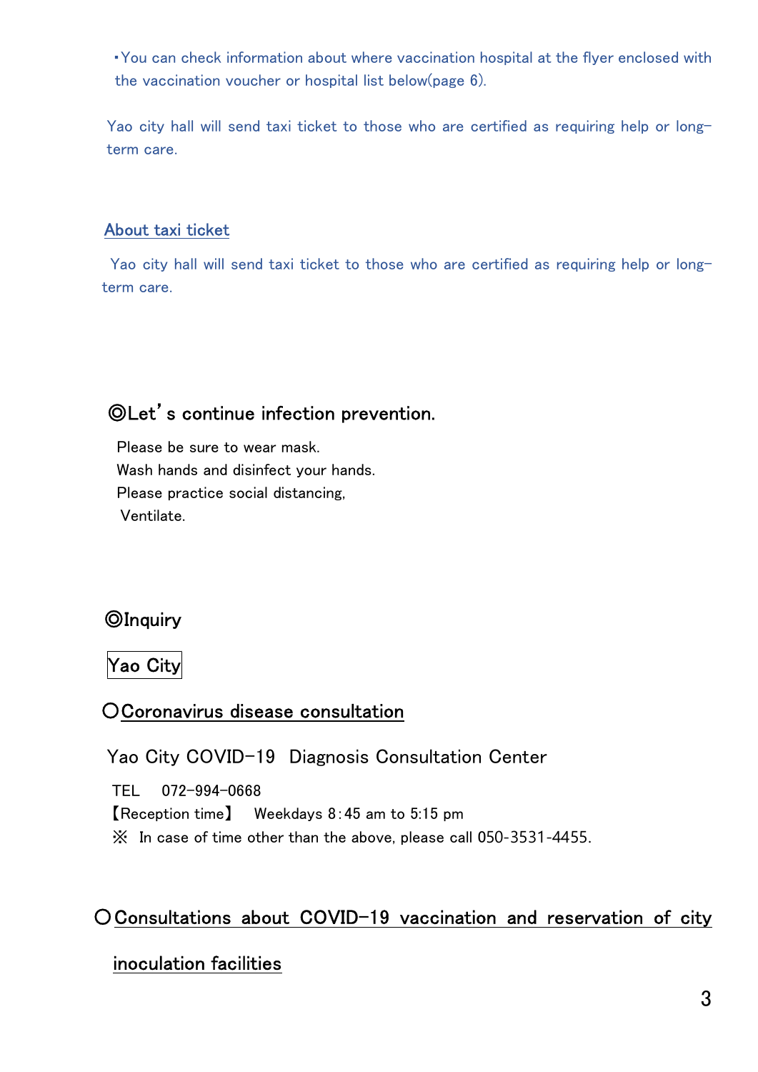・You can check information about where vaccination hospital at the flyer enclosed with the vaccination voucher or hospital list below(page 6).

Yao city hall will send taxi ticket to those who are certified as requiring help or long-term care.

## About taxi ticket

Yao city hall will send taxi ticket to those who are certified as requiring help or long-term care.

## ◎Let's continue infection prevention.

Please be sure to wear mask.
Wash hands and disinfect your hands.
Please practice social distancing,
Ventilate.

## ◎Inquiry

**Yao City**

### ○Coronavirus disease consultation

Yao City COVID-19 Diagnosis Consultation Center

TEL 072-994-0668
【Reception time】 Weekdays 8:45 am to 5:15 pm
※ In case of time other than the above, please call 050-3531-4455.

### ○Consultations about COVID-19 vaccination and reservation of city inoculation facilities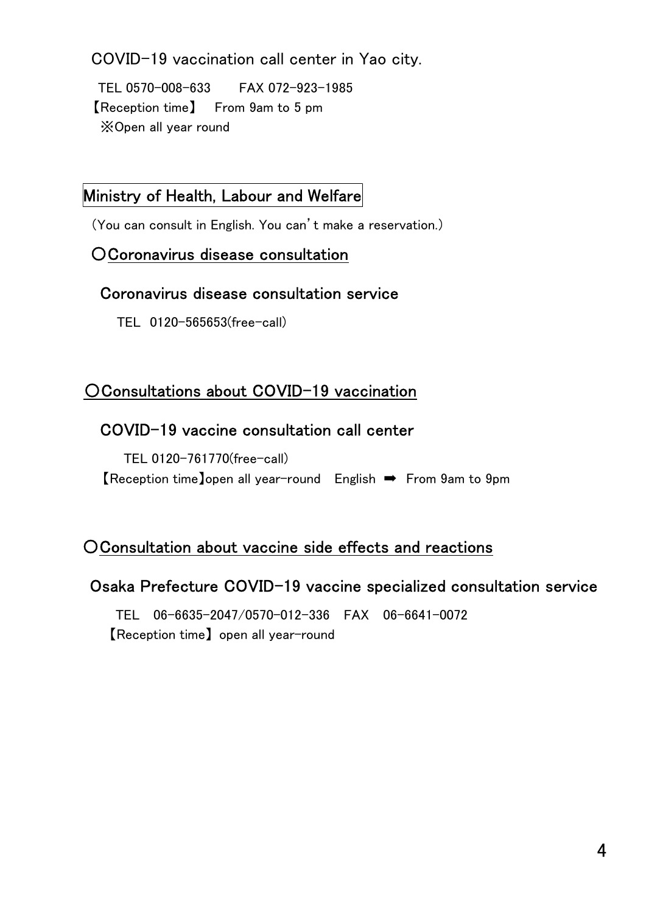COVID-19 vaccination call center in Yao city.

TEL 0570-008-633　　FAX 072-923-1985

【Reception time】 From 9am to 5 pm

※Open all year round

## Ministry of Health, Labour and Welfare

(You can consult in English. You can't make a reservation.)

### ○Coronavirus disease consultation

**Coronavirus disease consultation service**

TEL 0120-565653(free-call)

### ○Consultations about COVID-19 vaccination

**COVID-19 vaccine consultation call center**

TEL 0120-761770(free-call)

【Reception time】open all year-round　English ➡ From 9am to 9pm

### ○Consultation about vaccine side effects and reactions

**Osaka Prefecture COVID-19 vaccine specialized consultation service**

TEL 06-6635-2047/0570-012-336　FAX 06-6641-0072

【Reception time】 open all year-round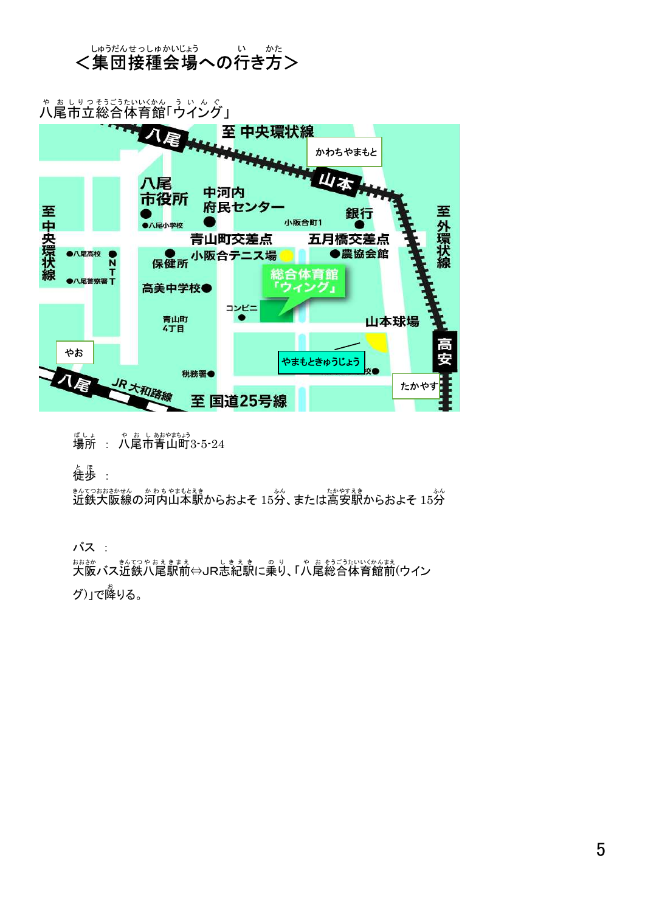## ＜集団接種会場への行き方＞

八尾市立総合体育館「ウイング」

場所 ： 八尾市青山町3-5-24

徒歩 ：

近鉄大阪線の河内山本駅からおよそ 15分、または高安駅からおよそ 15分

バス ：

大阪バス近鉄八尾駅前⇔JR志紀駅に乗り、「八尾総合体育館前(ウイング)」で降りる。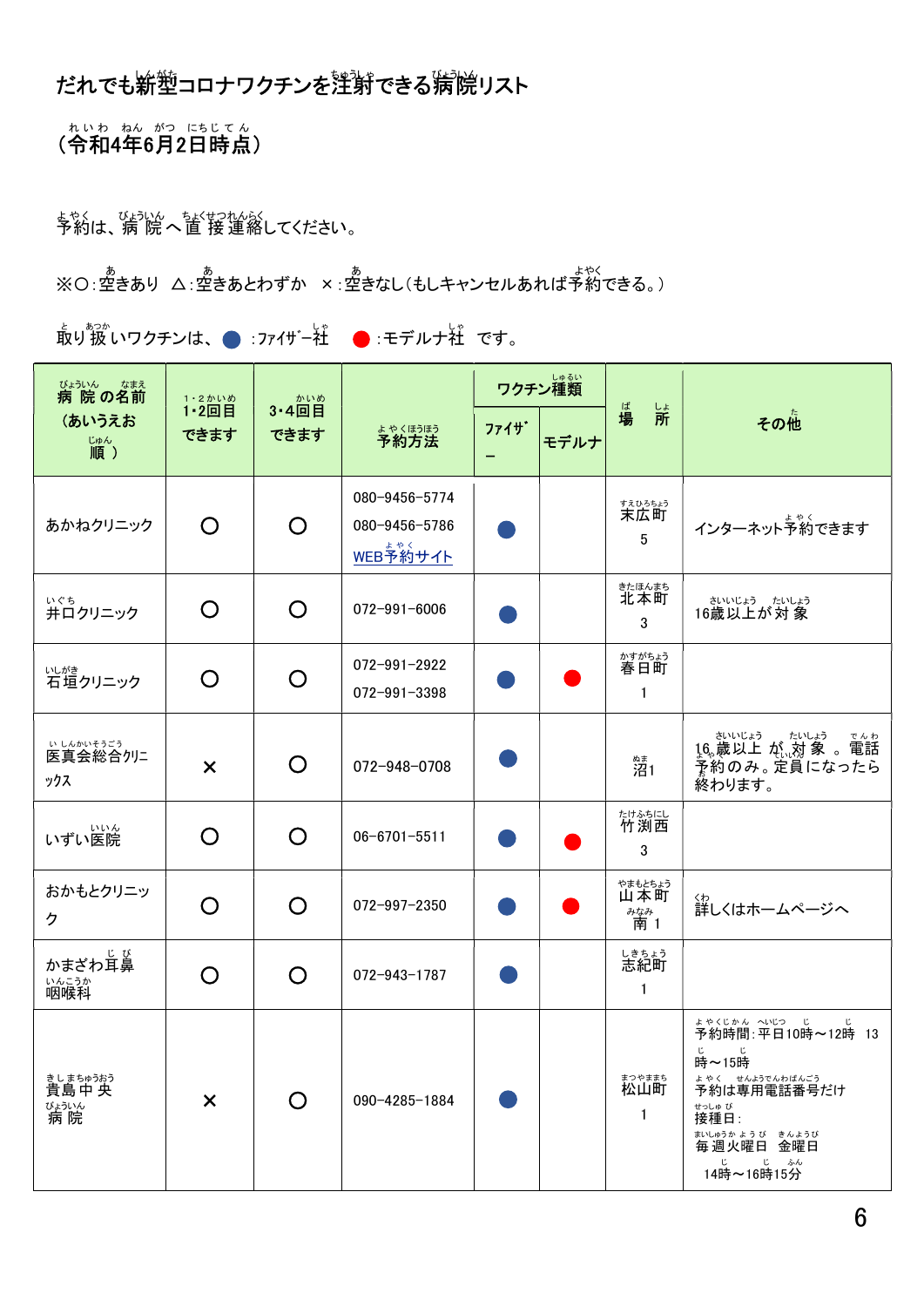# だれでも新型コロナワクチンを注射できる病院リスト

（令和4年6月2日時点）

予約は、病院へ直接連絡してください。

※○:空きあり △:空きあとわずか ×:空きなし(もしキャンセルあれば予約できる。)

取り扱いワクチンは、● :ファイザー社 ● :モデルナ社 です。

| 病院の名前（あいうえお順） | 1・2回目できます | 3・4回目できます | 予約方法 | ワクチン種類 | | 場所 | その他 |
|---|---|---|---|---|---|---|---|
| | | | | ファイザー | モデルナ | | |
| あかねクリニック | ○ | ○ | 080-9456-5774<br>080-9456-5786<br>WEB予約サイト | ● | | 末広町5 | インターネット予約できます |
| 井口クリニック | ○ | ○ | 072-991-6006 | ● | | 北本町3 | 16歳以上が対象 |
| 石垣クリニック | ○ | ○ | 072-991-2922<br>072-991-3398 | ● | ● | 春日町1 | |
| 医真会総合クリニックス | × | ○ | 072-948-0708 | ● | | 沼1 | 16歳以上が対象。電話予約のみ。定員になったら終わります。 |
| いずい医院 | ○ | ○ | 06-6701-5511 | ● | ● | 竹渕西3 | |
| おかもとクリニック | ○ | ○ | 072-997-2350 | ● | ● | 山本町南1 | 詳しくはホームページへ |
| かまざわ耳鼻咽喉科 | ○ | ○ | 072-943-1787 | ● | | 志紀町1 | |
| 貴島中央病院 | × | ○ | 090-4285-1884 | ● | | 松山町1 | 予約時間:平日10時～12時 13時～15時<br>予約は専用電話番号だけ<br>接種日:<br>毎週火曜日 金曜日<br>14時～16時15分 |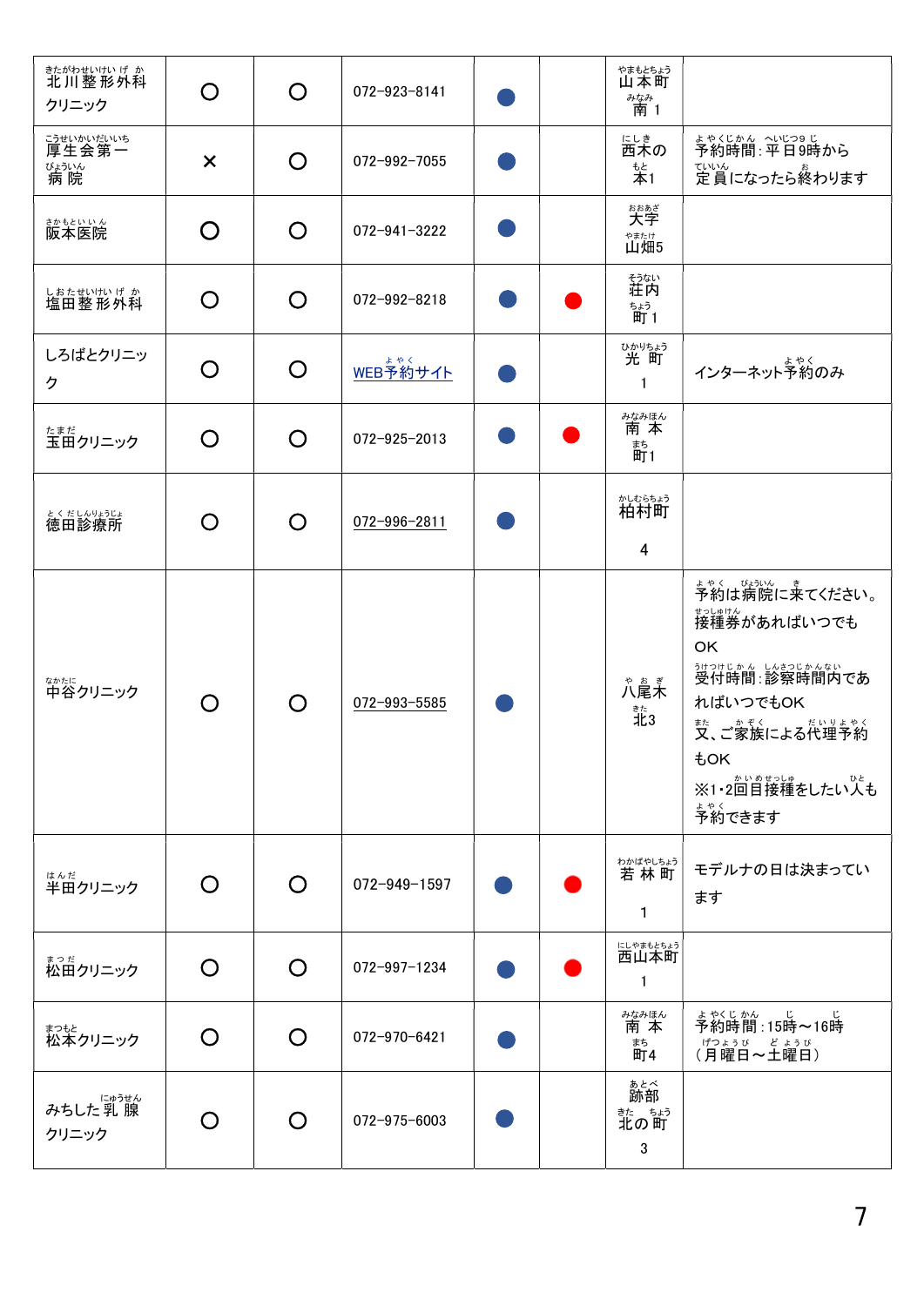| | | | | | | | |
|---|---|---|---|---|---|---|---|
| 北川整形外科クリニック | ○ | ○ | 072-923-8141 | ● | | 山本町南1 | |
| 厚生会第一病院 | × | ○ | 072-992-7055 | ● | | 西木の本1 | 予約時間：平日9時から定員になったら終わります |
| 阪本医院 | ○ | ○ | 072-941-3222 | ● | | 大字山畑5 | |
| 塩田整形外科 | ○ | ○ | 072-992-8218 | ● | ● | 荘内町1 | |
| しろばとクリニック | ○ | ○ | WEB予約サイト | ● | | 光町1 | インターネット予約のみ |
| 玉田クリニック | ○ | ○ | 072-925-2013 | ● | ● | 南本町1 | |
| 徳田診療所 | ○ | ○ | 072-996-2811 | ● | | 柏村町4 | |
| 中谷クリニック | ○ | ○ | 072-993-5585 | ● | | 八尾木北3 | 予約は病院に来てください。接種券があればいつでもOK<br>受付時間：診察時間内であればいつでもOK<br>又、ご家族による代理予約もOK<br>※1・2回目接種をしたい人も予約できます |
| 半田クリニック | ○ | ○ | 072-949-1597 | ● | ● | 若林町1 | モデルナの日は決まっています |
| 松田クリニック | ○ | ○ | 072-997-1234 | ● | ● | 西山本町1 | |
| 松本クリニック | ○ | ○ | 072-970-6421 | ● | | 南本町4 | 予約時間：15時～16時（月曜日～土曜日） |
| みちした乳腺クリニック | ○ | ○ | 072-975-6003 | ● | | 跡部北の町3 | |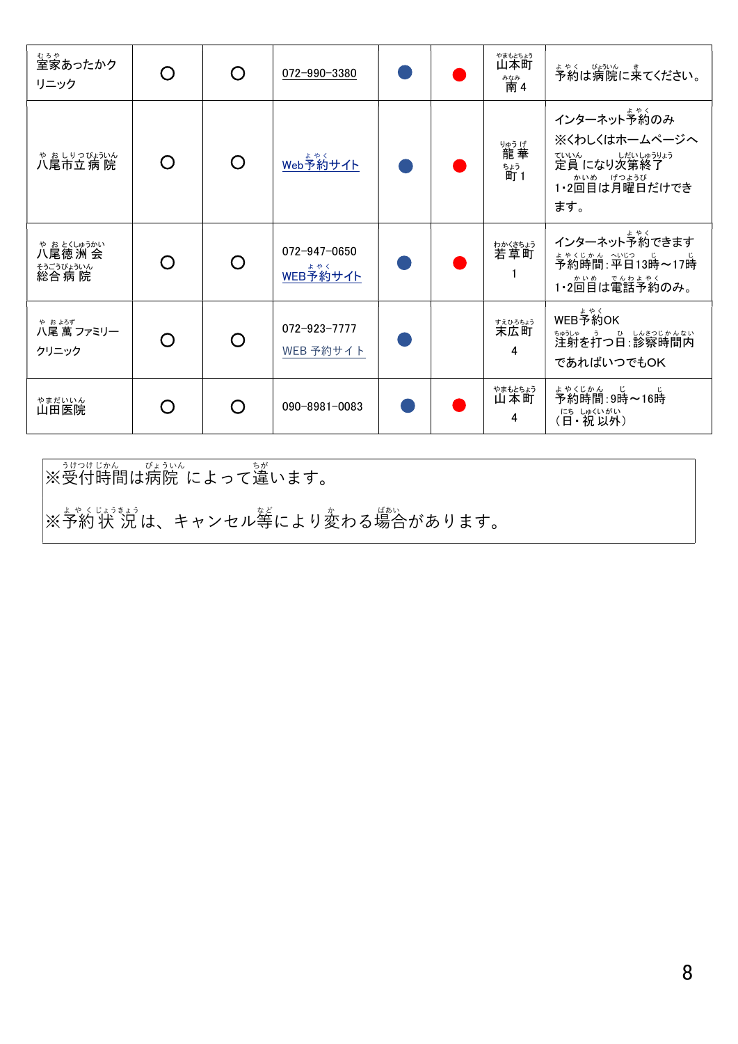| | | | | | | | |
|---|---|---|---|---|---|---|---|
| 室家あったかクリニック | ○ | ○ | 072-990-3380 | ● | ● | 山本町南４ | 予約は病院に来てください。 |
| 八尾市立病院 | ○ | ○ | Web予約サイト | ● | ● | 龍華町１ | インターネット予約のみ ※くわしくはホームページへ 定員になり次第終了 1・2回目は月曜日だけできます。 |
| 八尾徳洲会総合病院 | ○ | ○ | 072-947-0650 WEB予約サイト | ● | ● | 若草町１ | インターネット予約できます 予約時間：平日13時～17時 1・2回目は電話予約のみ。 |
| 八尾萬ファミリークリニック | ○ | ○ | 072-923-7777 WEB 予約サイト | ● | | 末広町４ | WEB予約OK 注射を打つ日：診察時間内であればいつでもOK |
| 山田医院 | ○ | ○ | 090-8981-0083 | ● | ● | 山本町４ | 予約時間：9時～16時（日・祝以外） |

※受付時間は病院によって違います。

※予約状況は、キャンセル等により変わる場合があります。